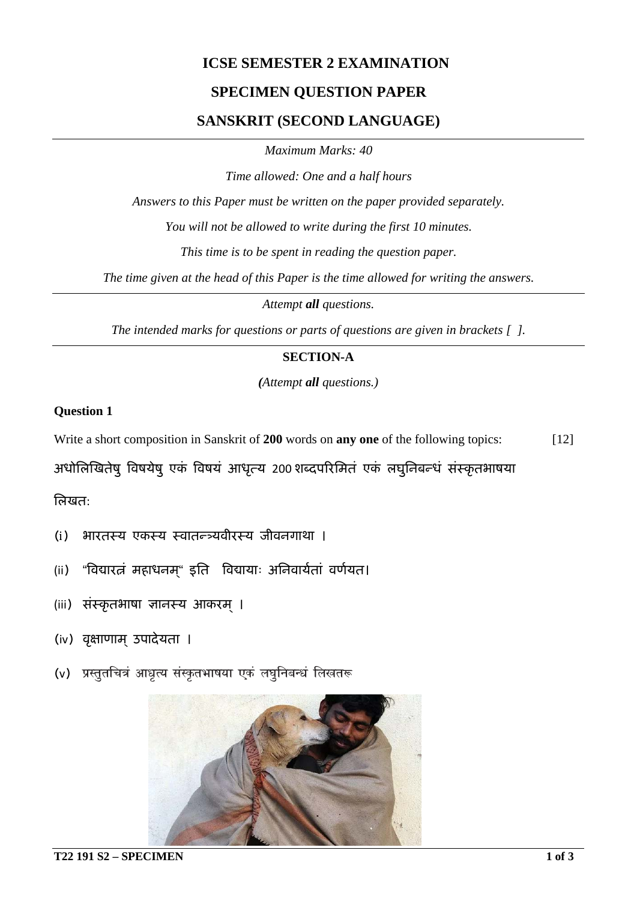# ICSE SEMESTER 2 EXAMINATION

## SPECIMEN QUESTION PAPER

## SANSKRIT (SECOND LANGUAGE)

*Maximum Marks: 40*

*Time allowed: One and a half hours*

*Answers to this Paper must be written on the paper provided separately.*

*You will not be allowed to write during the first 10 minutes.*

*This time is to be spent in reading the question paper.*

*The time given at the head of this Paper is the time allowed for writing the answers.*

---

*Attempt **all** questions.*

*The intended marks for questions or parts of questions are given in brackets [ ].*

---

### SECTION-A

***(****Attempt **all** questions.)*

**Question 1**

Write a short composition in Sanskrit of **200** words on **any one** of the following topics: [12]

अधोलिखितेषु विषयेषु एकं विषयं आधृत्य 200 शब्दपरिमितं एकं लघुनिबन्धं संस्कृतभाषया लिखत:

(i) भारतस्य एकस्य स्वातन्त्र्यवीरस्य जीवनगाथा ।

(ii) "विद्यारत्नं महाधनम्" इति विद्यायाः अनिवार्यतां वर्णयत।

(iii) संस्कृतभाषा ज्ञानस्य आकरम् ।

(iv) वृक्षाणाम् उपादेयता ।

(v) प्रस्तुतचित्रं आधृत्य संस्कृतभाषया एकं लघुनिबन्धं लिखतरू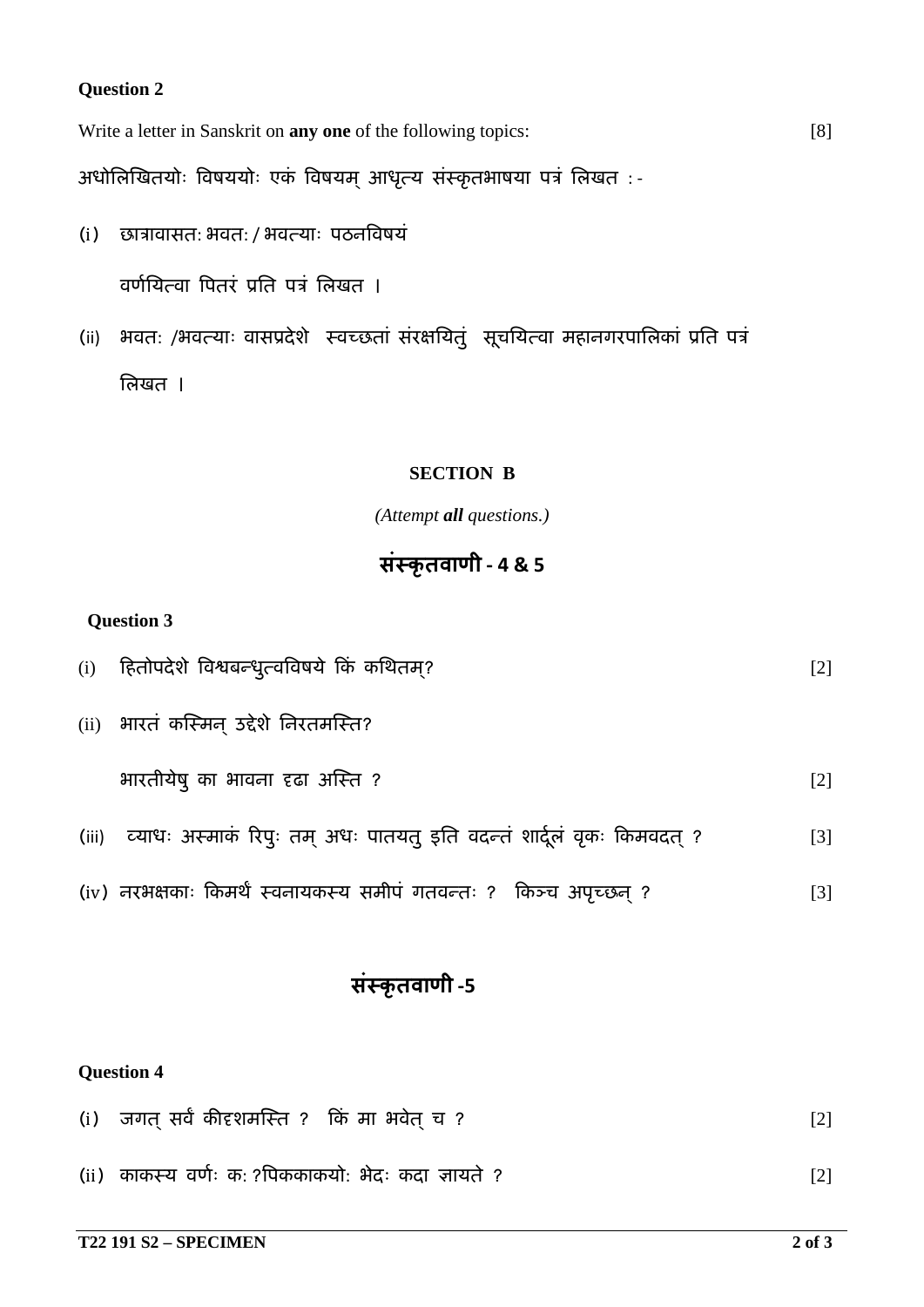**Question 2**

Write a letter in Sanskrit on **any one** of the following topics: [8]

अधोलिखितयोः विषययोः एकं विषयम् आधृत्य संस्कृतभाषया पत्रं लिखत :-

(i) छात्रावासतः भवतः / भवत्याः पठनविषयं वर्णयित्वा पितरं प्रति पत्रं लिखत ।

(ii) भवतः /भवत्याः वासप्रदेशे स्वच्छतां संरक्षयितुं सूचयित्वा महानगरपालिकां प्रति पत्रं लिखत ।

## SECTION B

*(Attempt **all** questions.)*

## संस्कृतवाणी - 4 & 5

**Question 3**

(i) हितोपदेशे विश्वबन्धुत्वविषये किं कथितम्? [2]

(ii) भारतं कस्मिन् उद्देशे निरतमस्ति?

भारतीयेषु का भावना दृढा अस्ति ? [2]

(iii) व्याधः अस्माकं रिपुः तम् अधः पातयतु इति वदन्तं शार्दूलं वृकः किमवदत् ? [3]

(iv) नरभक्षकाः किमर्थं स्वनायकस्य समीपं गतवन्तः ? किञ्च अपृच्छन् ? [3]

## संस्कृतवाणी -5

**Question 4**

(i) जगत् सर्वं कीदृशमस्ति ? किं मा भवेत् च ? [2]

(ii) काकस्य वर्णः कः?पिककाकयोः भेदः कदा ज्ञायते ? [2]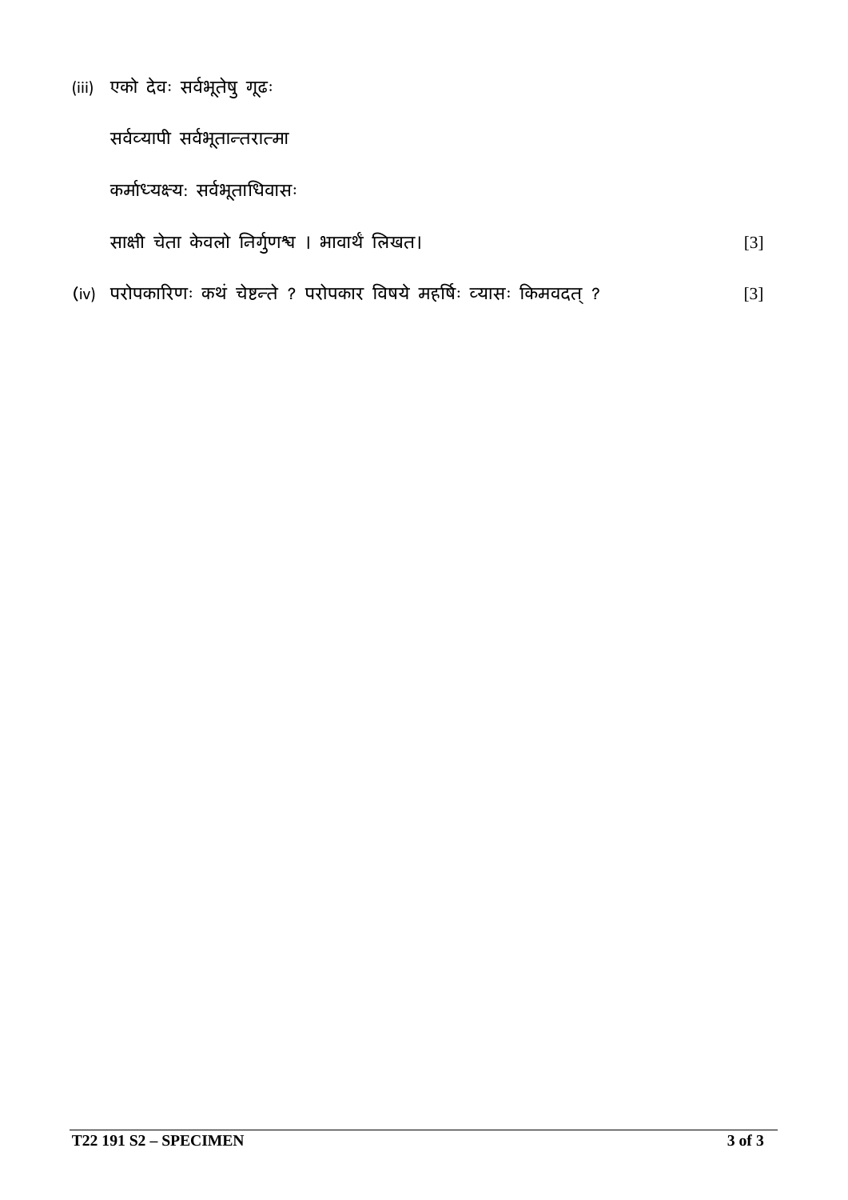(iii) एको देवः सर्वभूतेषु गूढः

सर्वव्यापी सर्वभूतान्तरात्मा

कर्माध्यक्ष्यः सर्वभूताधिवासः

साक्षी चेता केवलो निर्गुणश्च । भावार्थं लिखत। [3]

(iv) परोपकारिणः कथं चेष्टन्ते ? परोपकार विषये महर्षिः व्यासः किमवदत् ? [3]